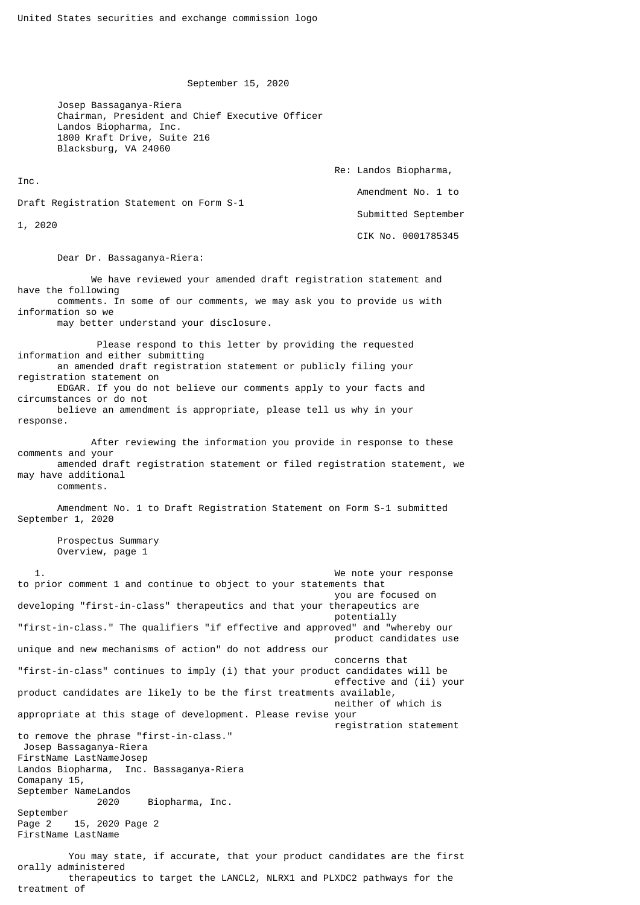United States securities and exchange commission logo

September 15, 2020

Josep Bassaganya-Riera
Chairman, President and Chief Executive Officer
Landos Biopharma, Inc.
1800 Kraft Drive, Suite 216
Blacksburg, VA 24060

Re: Landos Biopharma, Inc.
Amendment No. 1 to Draft Registration Statement on Form S-1
Submitted September 1, 2020
CIK No. 0001785345

Dear Dr. Bassaganya-Riera:

We have reviewed your amended draft registration statement and have the following comments. In some of our comments, we may ask you to provide us with information so we may better understand your disclosure.

Please respond to this letter by providing the requested information and either submitting an amended draft registration statement or publicly filing your registration statement on EDGAR. If you do not believe our comments apply to your facts and circumstances or do not believe an amendment is appropriate, please tell us why in your response.

After reviewing the information you provide in response to these comments and your amended draft registration statement or filed registration statement, we may have additional comments.

Amendment No. 1 to Draft Registration Statement on Form S-1 submitted September 1, 2020

Prospectus Summary
Overview, page 1

1. We note your response to prior comment 1 and continue to object to your statements that you are focused on developing "first-in-class" therapeutics and that your therapeutics are potentially "first-in-class." The qualifiers "if effective and approved" and "whereby our product candidates use unique and new mechanisms of action" do not address our concerns that "first-in-class" continues to imply (i) that your product candidates will be effective and (ii) your product candidates are likely to be the first treatments available, neither of which is appropriate at this stage of development. Please revise your registration statement to remove the phrase "first-in-class."

You may state, if accurate, that your product candidates are the first orally administered therapeutics to target the LANCL2, NLRX1 and PLXDC2 pathways for the treatment of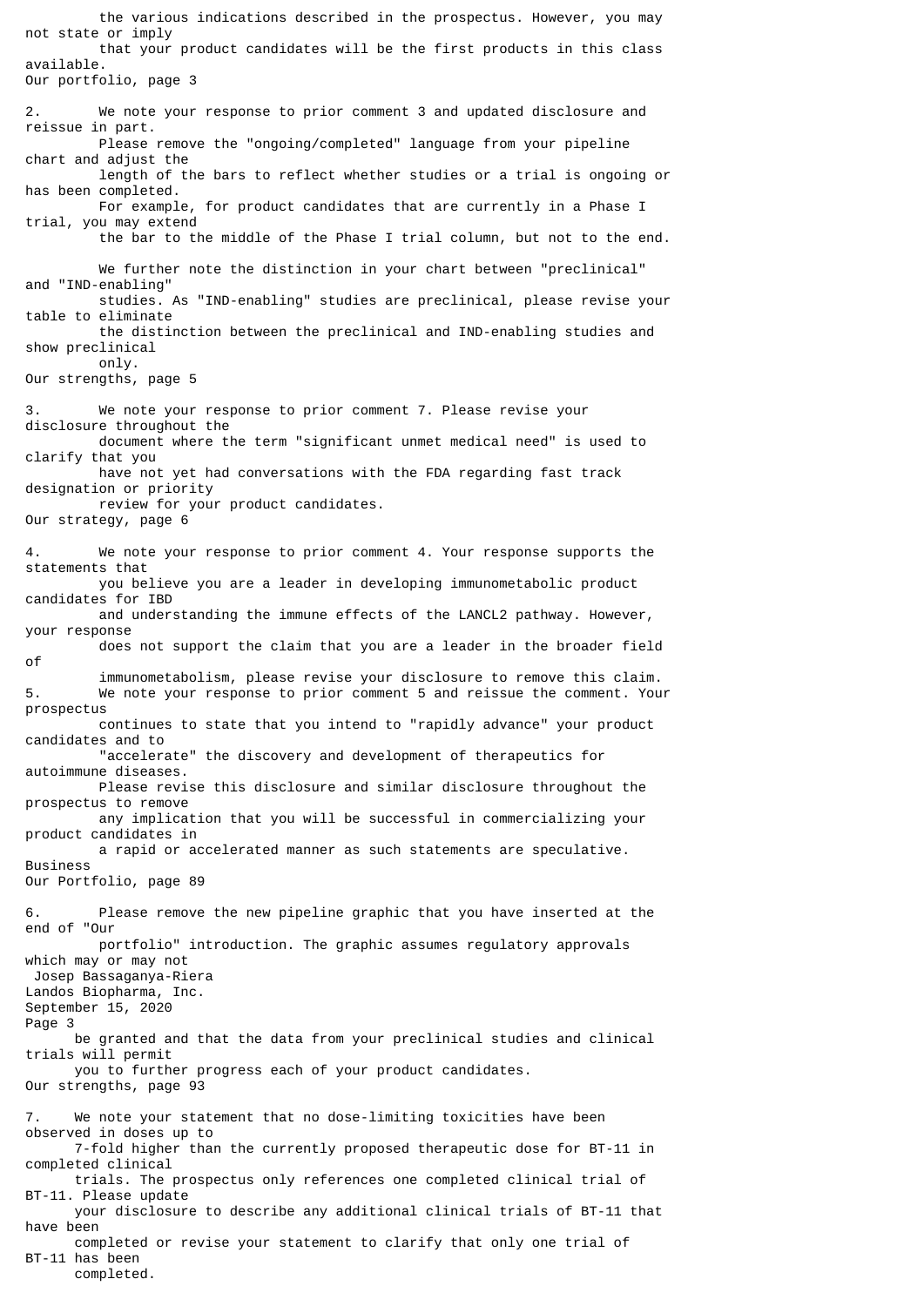the various indications described in the prospectus. However, you may not state or imply that your product candidates will be the first products in this class available.

Our portfolio, page 3

2. We note your response to prior comment 3 and updated disclosure and reissue in part. Please remove the "ongoing/completed" language from your pipeline chart and adjust the length of the bars to reflect whether studies or a trial is ongoing or has been completed. For example, for product candidates that are currently in a Phase I trial, you may extend the bar to the middle of the Phase I trial column, but not to the end.

   We further note the distinction in your chart between "preclinical" and "IND-enabling" studies. As "IND-enabling" studies are preclinical, please revise your table to eliminate the distinction between the preclinical and IND-enabling studies and show preclinical only.

Our strengths, page 5

3. We note your response to prior comment 7. Please revise your disclosure throughout the document where the term "significant unmet medical need" is used to clarify that you have not yet had conversations with the FDA regarding fast track designation or priority review for your product candidates.

Our strategy, page 6

4. We note your response to prior comment 4. Your response supports the statements that you believe you are a leader in developing immunometabolic product candidates for IBD and understanding the immune effects of the LANCL2 pathway. However, your response does not support the claim that you are a leader in the broader field of immunometabolism, please revise your disclosure to remove this claim.

5. We note your response to prior comment 5 and reissue the comment. Your prospectus continues to state that you intend to "rapidly advance" your product candidates and to "accelerate" the discovery and development of therapeutics for autoimmune diseases. Please revise this disclosure and similar disclosure throughout the prospectus to remove any implication that you will be successful in commercializing your product candidates in a rapid or accelerated manner as such statements are speculative.

Business

Our Portfolio, page 89

6. Please remove the new pipeline graphic that you have inserted at the end of "Our portfolio" introduction. The graphic assumes regulatory approvals which may or may not be granted and that the data from your preclinical studies and clinical trials will permit you to further progress each of your product candidates.

Our strengths, page 93

7. We note your statement that no dose-limiting toxicities have been observed in doses up to 7-fold higher than the currently proposed therapeutic dose for BT-11 in completed clinical trials. The prospectus only references one completed clinical trial of BT-11. Please update your disclosure to describe any additional clinical trials of BT-11 that have been completed or revise your statement to clarify that only one trial of BT-11 has been completed.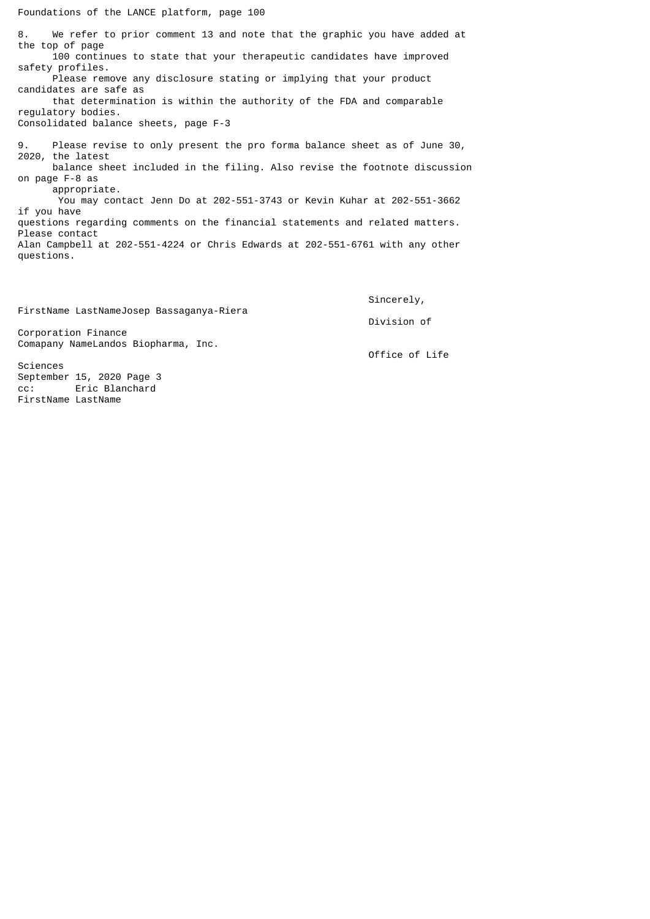Foundations of the LANCE platform, page 100

8. We refer to prior comment 13 and note that the graphic you have added at the top of page 100 continues to state that your therapeutic candidates have improved safety profiles. Please remove any disclosure stating or implying that your product candidates are safe as that determination is within the authority of the FDA and comparable regulatory bodies.

Consolidated balance sheets, page F-3

9. Please revise to only present the pro forma balance sheet as of June 30, 2020, the latest balance sheet included in the filing. Also revise the footnote discussion on page F-8 as appropriate.

You may contact Jenn Do at 202-551-3743 or Kevin Kuhar at 202-551-3662 if you have questions regarding comments on the financial statements and related matters. Please contact Alan Campbell at 202-551-4224 or Chris Edwards at 202-551-6761 with any other questions.

Sincerely,

Division of Corporation Finance
Office of Life Sciences

FirstName LastNameJosep Bassaganya-Riera
Comapany NameLandos Biopharma, Inc.
September 15, 2020 Page 3

cc: Eric Blanchard

FirstName LastName